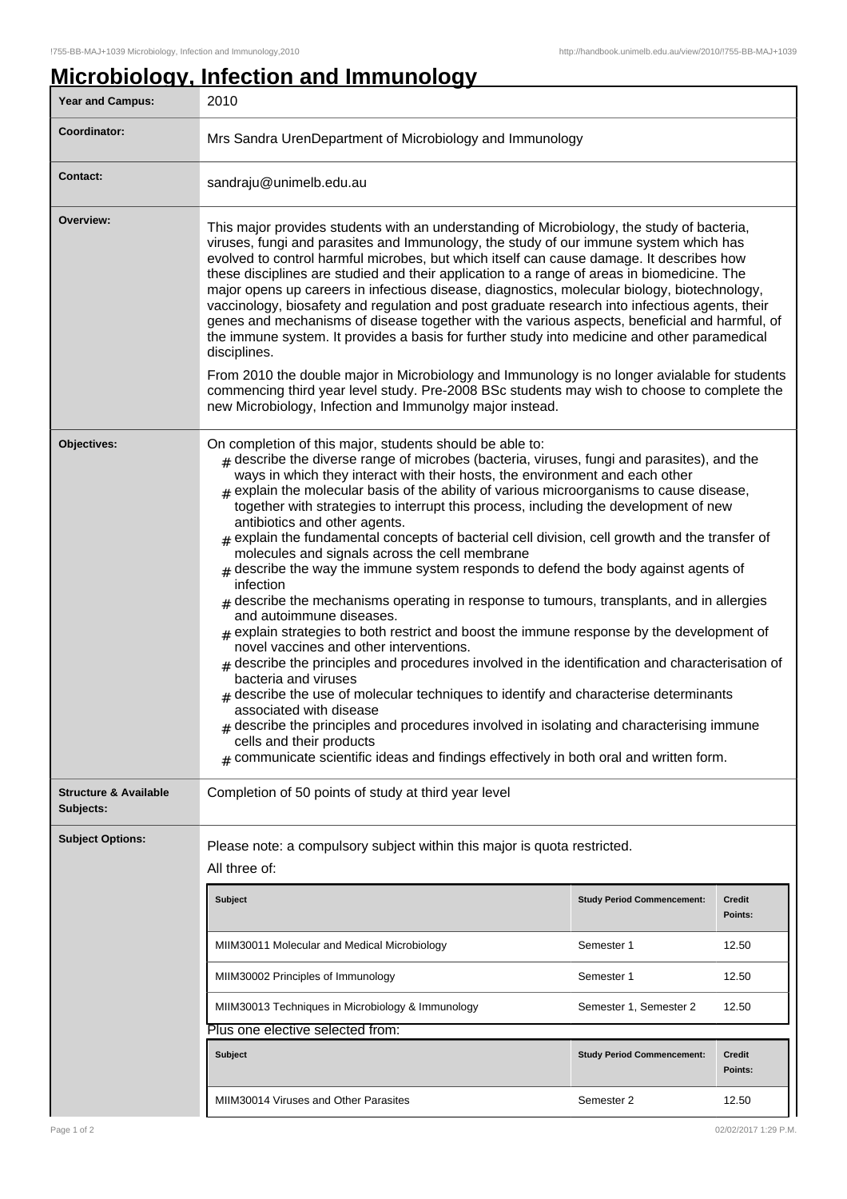# Microbiology, Infection and Immunology

| Year and Campus: | 2010 |
|---|---|
| Coordinator: | Mrs Sandra UrenDepartment of Microbiology and Immunology |
| Contact: | sandraju@unimelb.edu.au |

**Overview:**

This major provides students with an understanding of Microbiology, the study of bacteria, viruses, fungi and parasites and Immunology, the study of our immune system which has evolved to control harmful microbes, but which itself can cause damage. It describes how these disciplines are studied and their application to a range of areas in biomedicine. The major opens up careers in infectious disease, diagnostics, molecular biology, biotechnology, vaccinology, biosafety and regulation and post graduate research into infectious agents, their genes and mechanisms of disease together with the various aspects, beneficial and harmful, of the immune system. It provides a basis for further study into medicine and other paramedical disciplines.

From 2010 the double major in Microbiology and Immunology is no longer avialable for students commencing third year level study. Pre-2008 BSc students may wish to choose to complete the new Microbiology, Infection and Immunolgy major instead.

**Objectives:**

On completion of this major, students should be able to:

- describe the diverse range of microbes (bacteria, viruses, fungi and parasites), and the ways in which they interact with their hosts, the environment and each other
- explain the molecular basis of the ability of various microorganisms to cause disease, together with strategies to interrupt this process, including the development of new antibiotics and other agents.
- explain the fundamental concepts of bacterial cell division, cell growth and the transfer of molecules and signals across the cell membrane
- describe the way the immune system responds to defend the body against agents of infection
- describe the mechanisms operating in response to tumours, transplants, and in allergies and autoimmune diseases.
- explain strategies to both restrict and boost the immune response by the development of novel vaccines and other interventions.
- describe the principles and procedures involved in the identification and characterisation of bacteria and viruses
- describe the use of molecular techniques to identify and characterise determinants associated with disease
- describe the principles and procedures involved in isolating and characterising immune cells and their products
- communicate scientific ideas and findings effectively in both oral and written form.

**Structure & Available Subjects:**

Completion of 50 points of study at third year level

**Subject Options:**

Please note: a compulsory subject within this major is quota restricted.

All three of:

| Subject | Study Period Commencement: | Credit Points: |
|---|---|---|
| MIIM30011 Molecular and Medical Microbiology | Semester 1 | 12.50 |
| MIIM30002 Principles of Immunology | Semester 1 | 12.50 |
| MIIM30013 Techniques in Microbiology & Immunology | Semester 1, Semester 2 | 12.50 |

Plus one elective selected from:

| Subject | Study Period Commencement: | Credit Points: |
|---|---|---|
| MIIM30014 Viruses and Other Parasites | Semester 2 | 12.50 |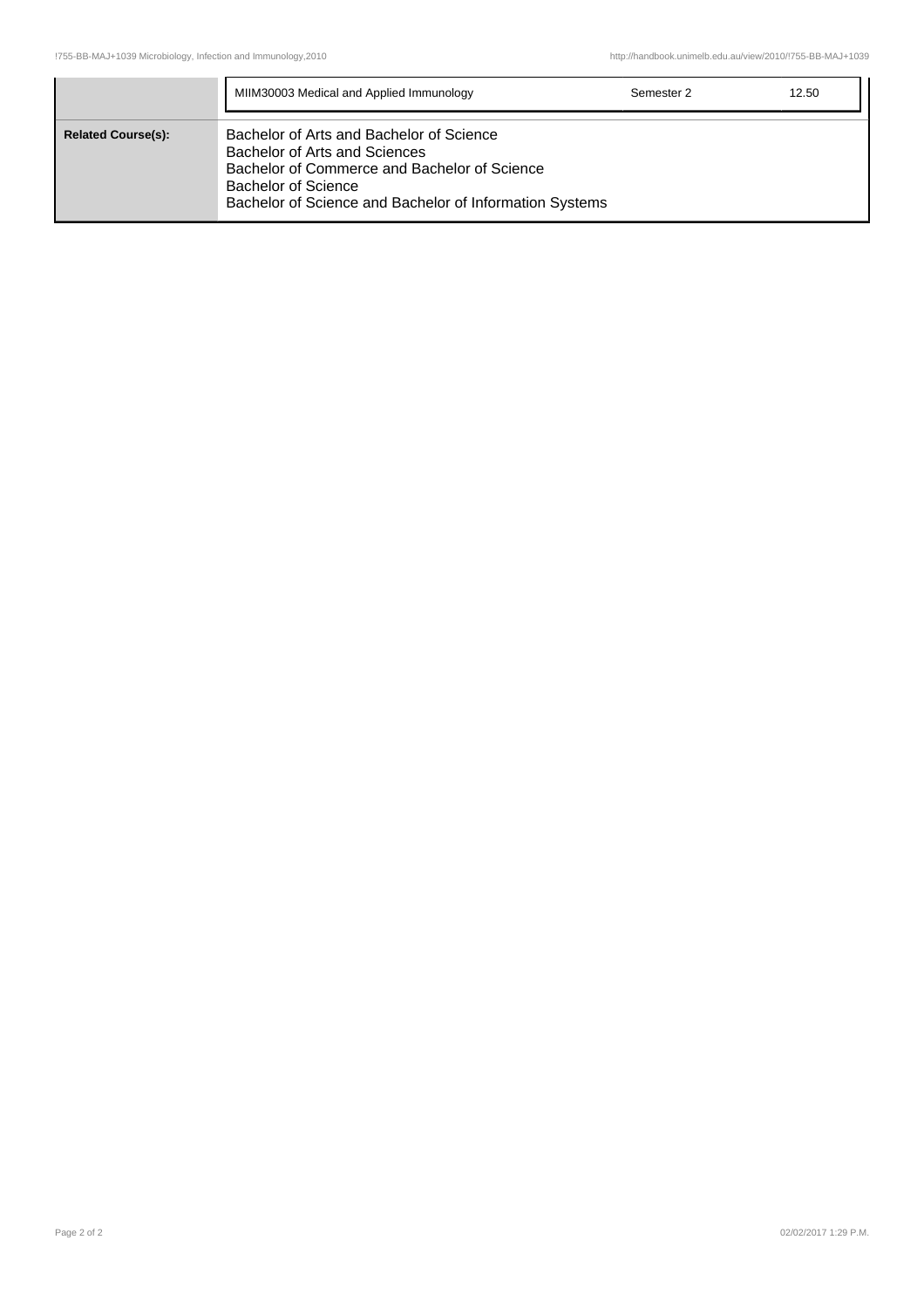| | | | |
|---|---|---|---|
| | MIIM30003 Medical and Applied Immunology | Semester 2 | 12.50 |
| **Related Course(s):** | Bachelor of Arts and Bachelor of Science<br>Bachelor of Arts and Sciences<br>Bachelor of Commerce and Bachelor of Science<br>Bachelor of Science<br>Bachelor of Science and Bachelor of Information Systems | | |